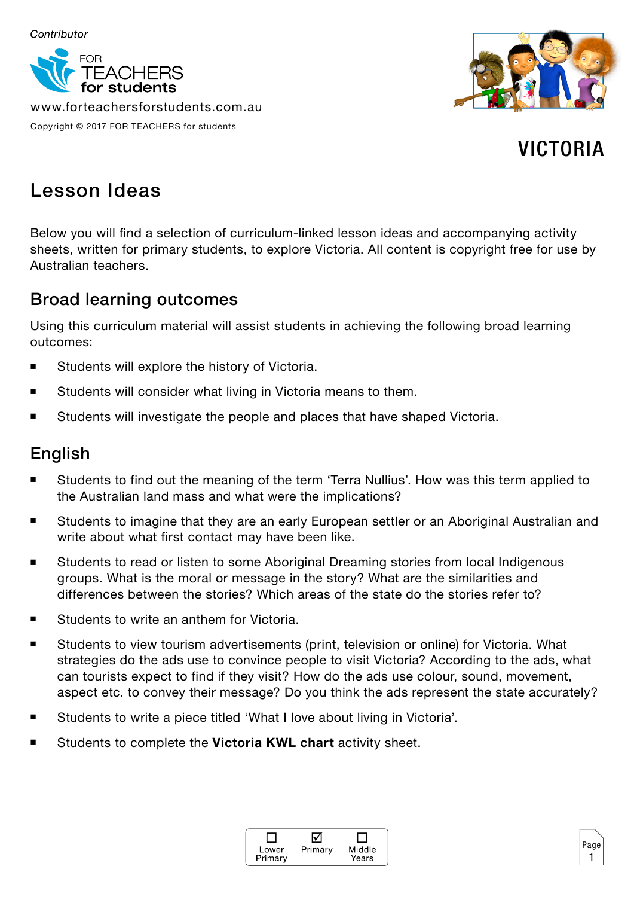Contributor

FOR TEACHERS for students

www.forteachersforstudents.com.au

Copyright © 2017 FOR TEACHERS for students

# VICTORIA

## Lesson Ideas

Below you will find a selection of curriculum-linked lesson ideas and accompanying activity sheets, written for primary students, to explore Victoria. All content is copyright free for use by Australian teachers.

### Broad learning outcomes

Using this curriculum material will assist students in achieving the following broad learning outcomes:

- Students will explore the history of Victoria.
- Students will consider what living in Victoria means to them.
- Students will investigate the people and places that have shaped Victoria.

### English

- Students to find out the meaning of the term 'Terra Nullius'. How was this term applied to the Australian land mass and what were the implications?
- Students to imagine that they are an early European settler or an Aboriginal Australian and write about what first contact may have been like.
- Students to read or listen to some Aboriginal Dreaming stories from local Indigenous groups. What is the moral or message in the story? What are the similarities and differences between the stories? Which areas of the state do the stories refer to?
- Students to write an anthem for Victoria.
- Students to view tourism advertisements (print, television or online) for Victoria. What strategies do the ads use to convince people to visit Victoria? According to the ads, what can tourists expect to find if they visit? How do the ads use colour, sound, movement, aspect etc. to convey their message? Do you think the ads represent the state accurately?
- Students to write a piece titled 'What I love about living in Victoria'.
- Students to complete the **Victoria KWL chart** activity sheet.

☐ Lower Primary ☑ Primary ☐ Middle Years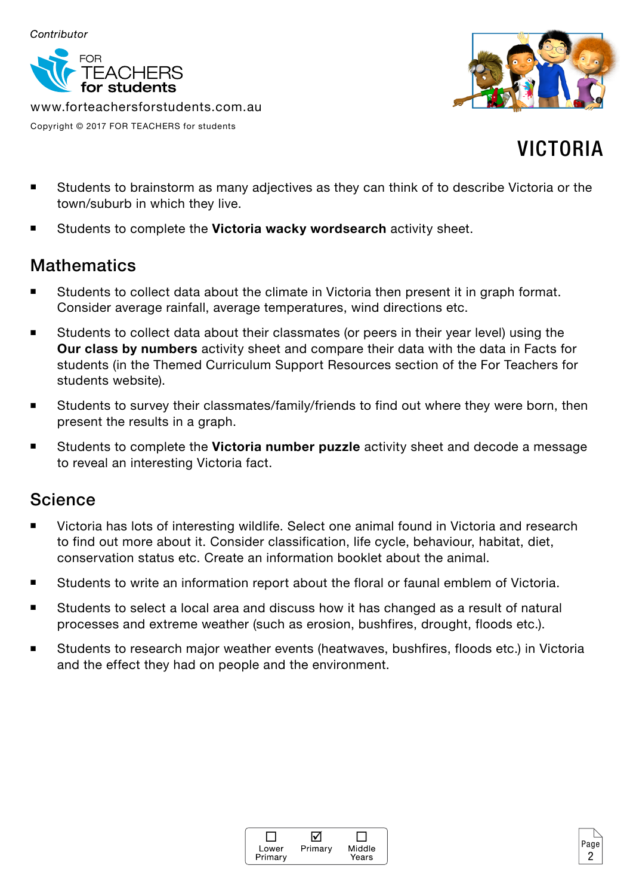# VICTORIA

- Students to brainstorm as many adjectives as they can think of to describe Victoria or the town/suburb in which they live.
- Students to complete the **Victoria wacky wordsearch** activity sheet.

## Mathematics

- Students to collect data about the climate in Victoria then present it in graph format. Consider average rainfall, average temperatures, wind directions etc.
- Students to collect data about their classmates (or peers in their year level) using the **Our class by numbers** activity sheet and compare their data with the data in Facts for students (in the Themed Curriculum Support Resources section of the For Teachers for students website).
- Students to survey their classmates/family/friends to find out where they were born, then present the results in a graph.
- Students to complete the **Victoria number puzzle** activity sheet and decode a message to reveal an interesting Victoria fact.

## Science

- Victoria has lots of interesting wildlife. Select one animal found in Victoria and research to find out more about it. Consider classification, life cycle, behaviour, habitat, diet, conservation status etc. Create an information booklet about the animal.
- Students to write an information report about the floral or faunal emblem of Victoria.
- Students to select a local area and discuss how it has changed as a result of natural processes and extreme weather (such as erosion, bushfires, drought, floods etc.).
- Students to research major weather events (heatwaves, bushfires, floods etc.) in Victoria and the effect they had on people and the environment.

☐ Lower Primary ☑ Primary ☐ Middle Years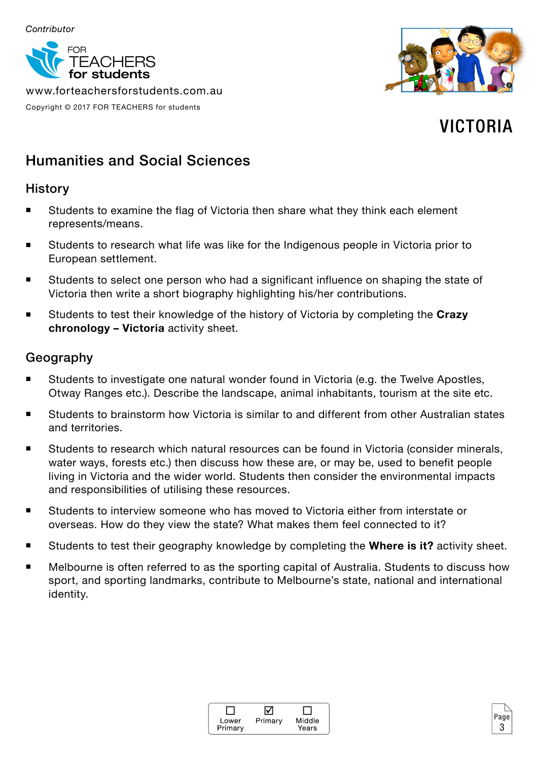*Contributor*

FOR TEACHERS for students

www.forteachersforstudents.com.au

Copyright © 2017 FOR TEACHERS for students

# VICTORIA

## Humanities and Social Sciences

### History

- Students to examine the flag of Victoria then share what they think each element represents/means.
- Students to research what life was like for the Indigenous people in Victoria prior to European settlement.
- Students to select one person who had a significant influence on shaping the state of Victoria then write a short biography highlighting his/her contributions.
- Students to test their knowledge of the history of Victoria by completing the **Crazy chronology – Victoria** activity sheet.

### Geography

- Students to investigate one natural wonder found in Victoria (e.g. the Twelve Apostles, Otway Ranges etc.). Describe the landscape, animal inhabitants, tourism at the site etc.
- Students to brainstorm how Victoria is similar to and different from other Australian states and territories.
- Students to research which natural resources can be found in Victoria (consider minerals, water ways, forests etc.) then discuss how these are, or may be, used to benefit people living in Victoria and the wider world. Students then consider the environmental impacts and responsibilities of utilising these resources.
- Students to interview someone who has moved to Victoria either from interstate or overseas. How do they view the state? What makes them feel connected to it?
- Students to test their geography knowledge by completing the **Where is it?** activity sheet.
- Melbourne is often referred to as the sporting capital of Australia. Students to discuss how sport, and sporting landmarks, contribute to Melbourne's state, national and international identity.

☐ Lower Primary ☑ Primary ☐ Middle Years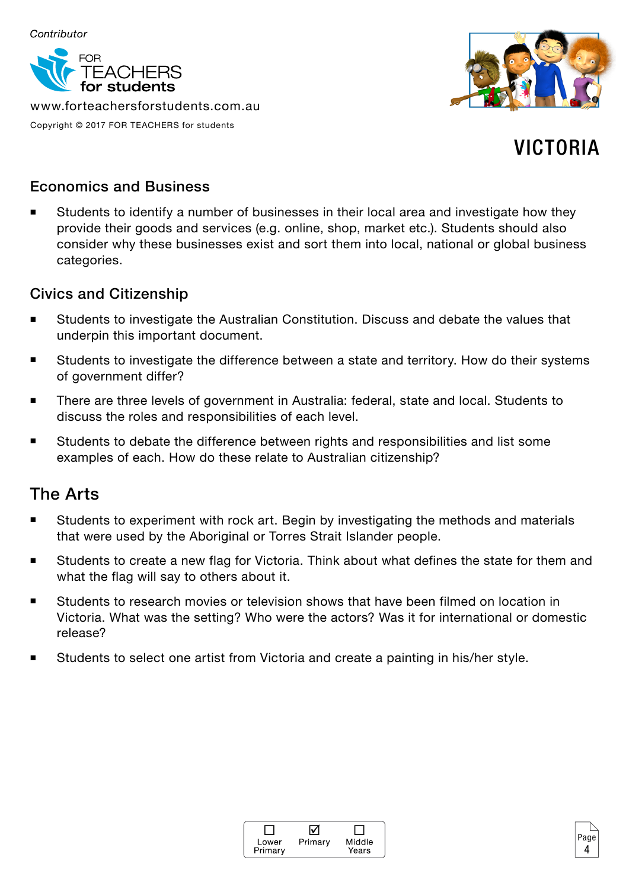Contributor

FOR TEACHERS for students

www.forteachersforstudents.com.au

Copyright © 2017 FOR TEACHERS for students

# VICTORIA

## Economics and Business

- Students to identify a number of businesses in their local area and investigate how they provide their goods and services (e.g. online, shop, market etc.). Students should also consider why these businesses exist and sort them into local, national or global business categories.

## Civics and Citizenship

- Students to investigate the Australian Constitution. Discuss and debate the values that underpin this important document.
- Students to investigate the difference between a state and territory. How do their systems of government differ?
- There are three levels of government in Australia: federal, state and local. Students to discuss the roles and responsibilities of each level.
- Students to debate the difference between rights and responsibilities and list some examples of each. How do these relate to Australian citizenship?

## The Arts

- Students to experiment with rock art. Begin by investigating the methods and materials that were used by the Aboriginal or Torres Strait Islander people.
- Students to create a new flag for Victoria. Think about what defines the state for them and what the flag will say to others about it.
- Students to research movies or television shows that have been filmed on location in Victoria. What was the setting? Who were the actors? Was it for international or domestic release?
- Students to select one artist from Victoria and create a painting in his/her style.

☐ Lower Primary ☑ Primary ☐ Middle Years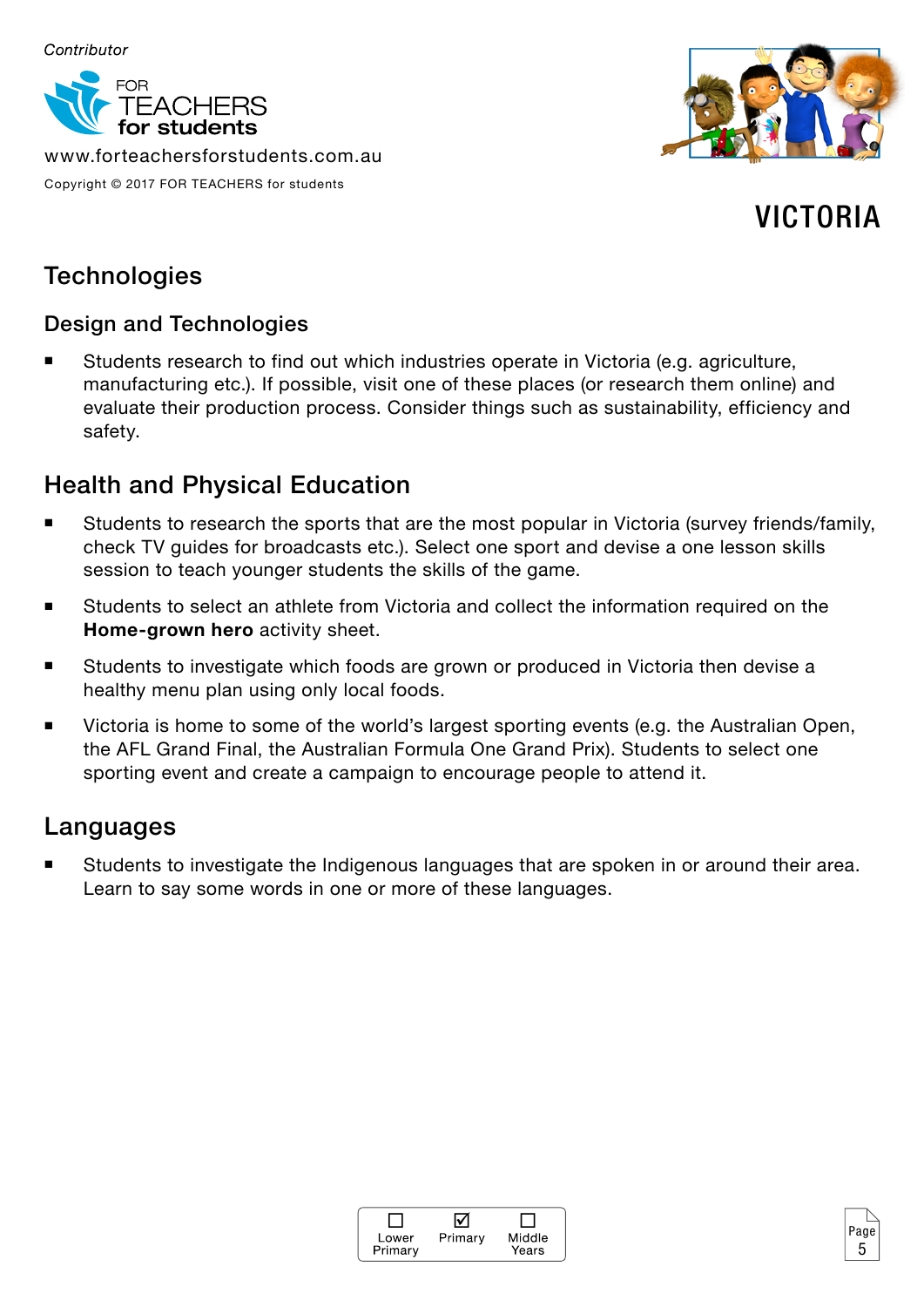*Contributor*

FOR TEACHERS for students

www.forteachersforstudents.com.au

Copyright © 2017 FOR TEACHERS for students

# VICTORIA

## Technologies

### Design and Technologies

- Students research to find out which industries operate in Victoria (e.g. agriculture, manufacturing etc.). If possible, visit one of these places (or research them online) and evaluate their production process. Consider things such as sustainability, efficiency and safety.

## Health and Physical Education

- Students to research the sports that are the most popular in Victoria (survey friends/family, check TV guides for broadcasts etc.). Select one sport and devise a one lesson skills session to teach younger students the skills of the game.
- Students to select an athlete from Victoria and collect the information required on the **Home-grown hero** activity sheet.
- Students to investigate which foods are grown or produced in Victoria then devise a healthy menu plan using only local foods.
- Victoria is home to some of the world's largest sporting events (e.g. the Australian Open, the AFL Grand Final, the Australian Formula One Grand Prix). Students to select one sporting event and create a campaign to encourage people to attend it.

## Languages

- Students to investigate the Indigenous languages that are spoken in or around their area. Learn to say some words in one or more of these languages.

☐ Lower Primary ☑ Primary ☐ Middle Years